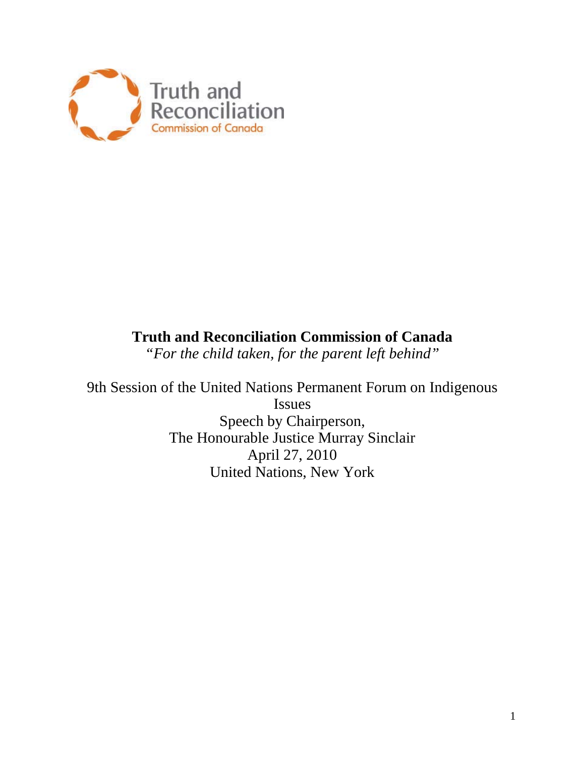Truth and Reconciliation Commission of Canada

# Truth and Reconciliation Commission of Canada

*"For the child taken, for the parent left behind"*

9th Session of the United Nations Permanent Forum on Indigenous Issues

Speech by Chairperson,

The Honourable Justice Murray Sinclair

April 27, 2010

United Nations, New York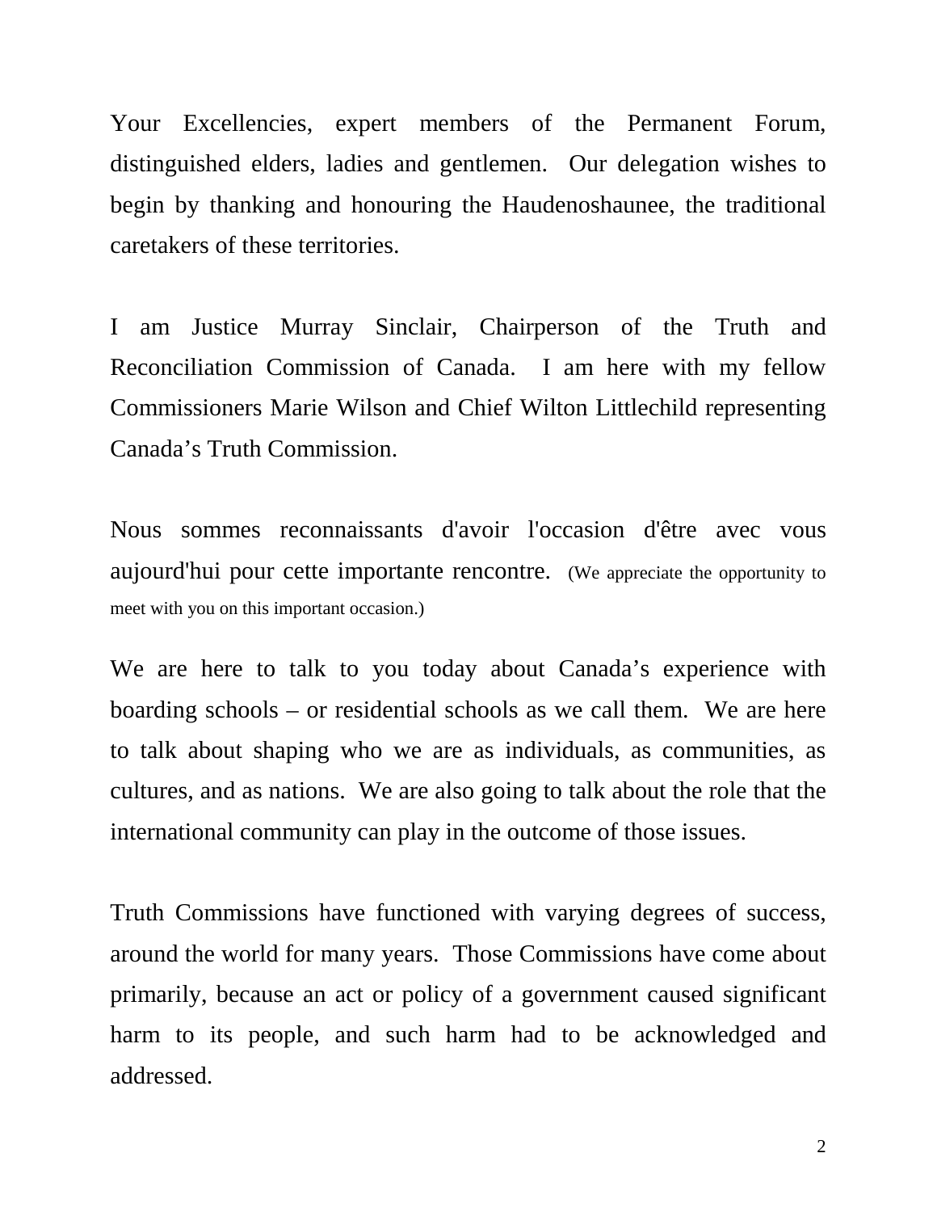Your Excellencies, expert members of the Permanent Forum, distinguished elders, ladies and gentlemen. Our delegation wishes to begin by thanking and honouring the Haudenoshaunee, the traditional caretakers of these territories.

I am Justice Murray Sinclair, Chairperson of the Truth and Reconciliation Commission of Canada. I am here with my fellow Commissioners Marie Wilson and Chief Wilton Littlechild representing Canada's Truth Commission.

Nous sommes reconnaissants d'avoir l'occasion d'être avec vous aujourd'hui pour cette importante rencontre. (We appreciate the opportunity to meet with you on this important occasion.)

We are here to talk to you today about Canada's experience with boarding schools – or residential schools as we call them. We are here to talk about shaping who we are as individuals, as communities, as cultures, and as nations. We are also going to talk about the role that the international community can play in the outcome of those issues.

Truth Commissions have functioned with varying degrees of success, around the world for many years. Those Commissions have come about primarily, because an act or policy of a government caused significant harm to its people, and such harm had to be acknowledged and addressed.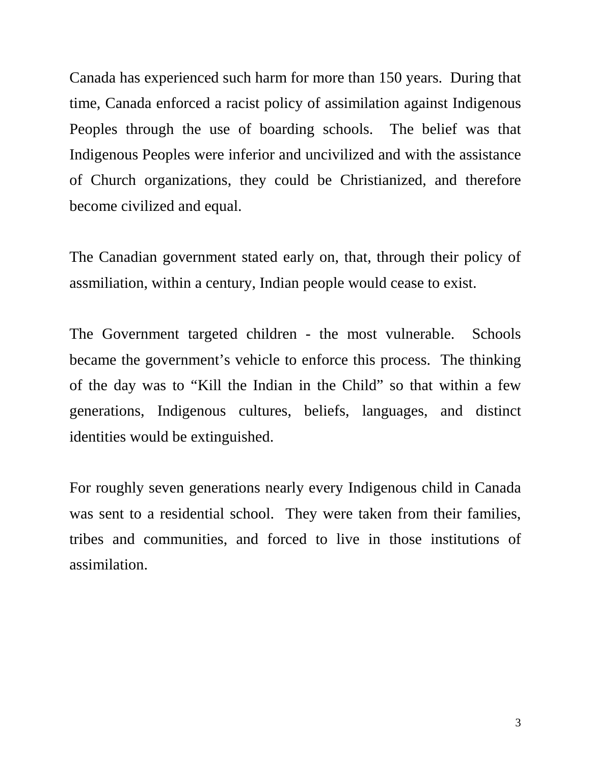Canada has experienced such harm for more than 150 years. During that time, Canada enforced a racist policy of assimilation against Indigenous Peoples through the use of boarding schools. The belief was that Indigenous Peoples were inferior and uncivilized and with the assistance of Church organizations, they could be Christianized, and therefore become civilized and equal.

The Canadian government stated early on, that, through their policy of assmiliation, within a century, Indian people would cease to exist.

The Government targeted children - the most vulnerable. Schools became the government's vehicle to enforce this process. The thinking of the day was to "Kill the Indian in the Child" so that within a few generations, Indigenous cultures, beliefs, languages, and distinct identities would be extinguished.

For roughly seven generations nearly every Indigenous child in Canada was sent to a residential school. They were taken from their families, tribes and communities, and forced to live in those institutions of assimilation.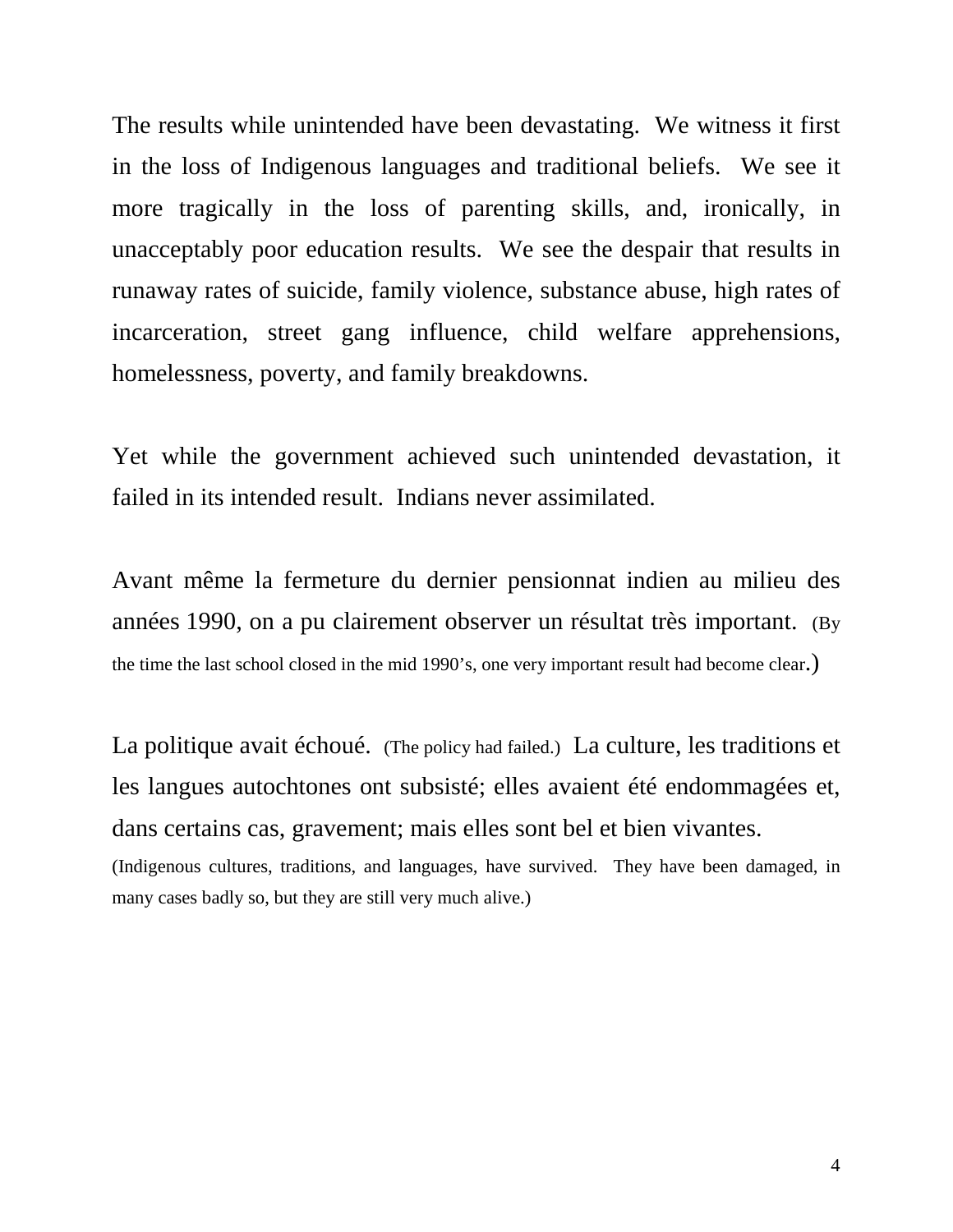The results while unintended have been devastating. We witness it first in the loss of Indigenous languages and traditional beliefs. We see it more tragically in the loss of parenting skills, and, ironically, in unacceptably poor education results. We see the despair that results in runaway rates of suicide, family violence, substance abuse, high rates of incarceration, street gang influence, child welfare apprehensions, homelessness, poverty, and family breakdowns.

Yet while the government achieved such unintended devastation, it failed in its intended result. Indians never assimilated.

Avant même la fermeture du dernier pensionnat indien au milieu des années 1990, on a pu clairement observer un résultat très important. (By the time the last school closed in the mid 1990's, one very important result had become clear.)

La politique avait échoué. (The policy had failed.) La culture, les traditions et les langues autochtones ont subsisté; elles avaient été endommagées et, dans certains cas, gravement; mais elles sont bel et bien vivantes.

(Indigenous cultures, traditions, and languages, have survived. They have been damaged, in many cases badly so, but they are still very much alive.)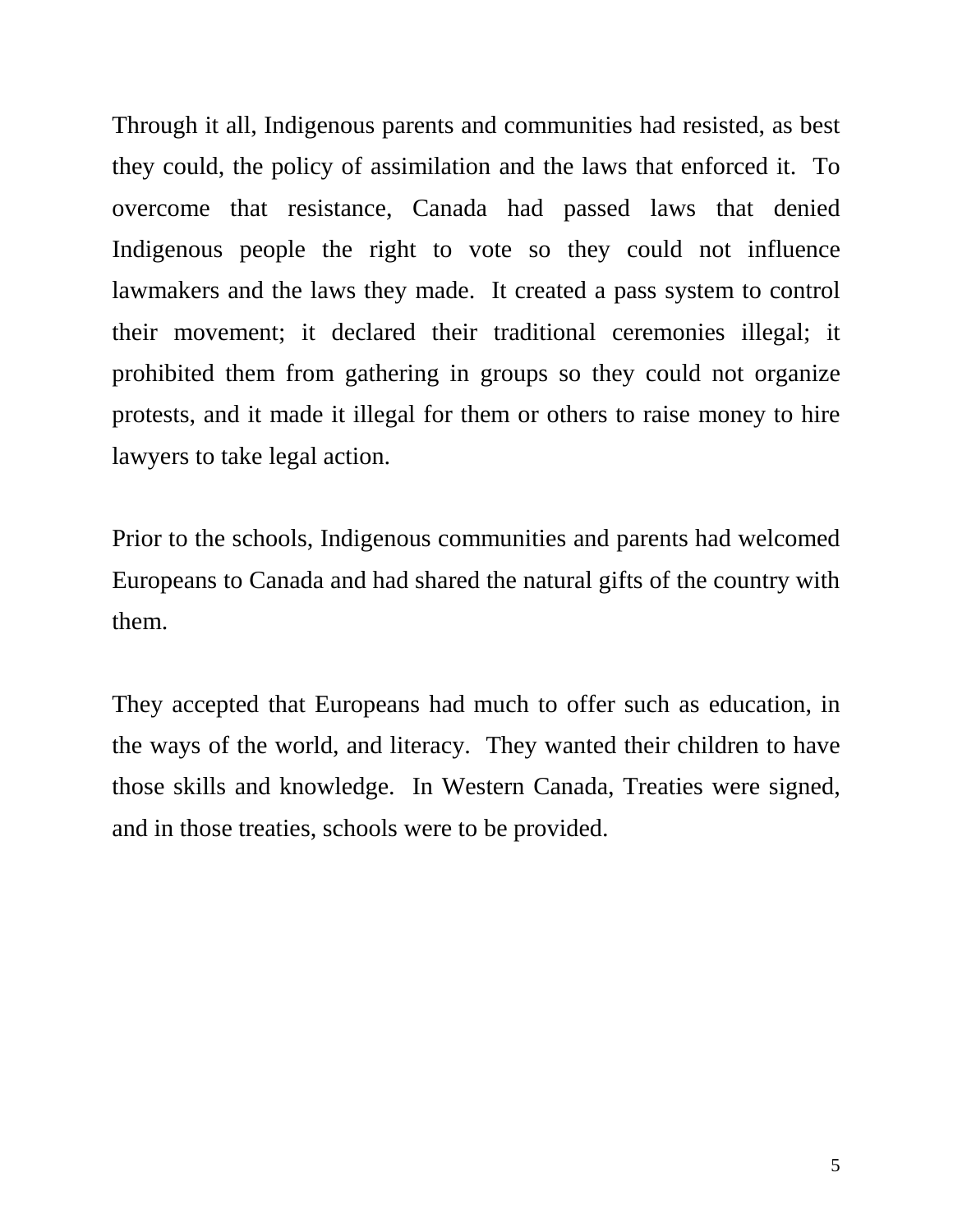Through it all, Indigenous parents and communities had resisted, as best they could, the policy of assimilation and the laws that enforced it. To overcome that resistance, Canada had passed laws that denied Indigenous people the right to vote so they could not influence lawmakers and the laws they made. It created a pass system to control their movement; it declared their traditional ceremonies illegal; it prohibited them from gathering in groups so they could not organize protests, and it made it illegal for them or others to raise money to hire lawyers to take legal action.

Prior to the schools, Indigenous communities and parents had welcomed Europeans to Canada and had shared the natural gifts of the country with them.

They accepted that Europeans had much to offer such as education, in the ways of the world, and literacy. They wanted their children to have those skills and knowledge. In Western Canada, Treaties were signed, and in those treaties, schools were to be provided.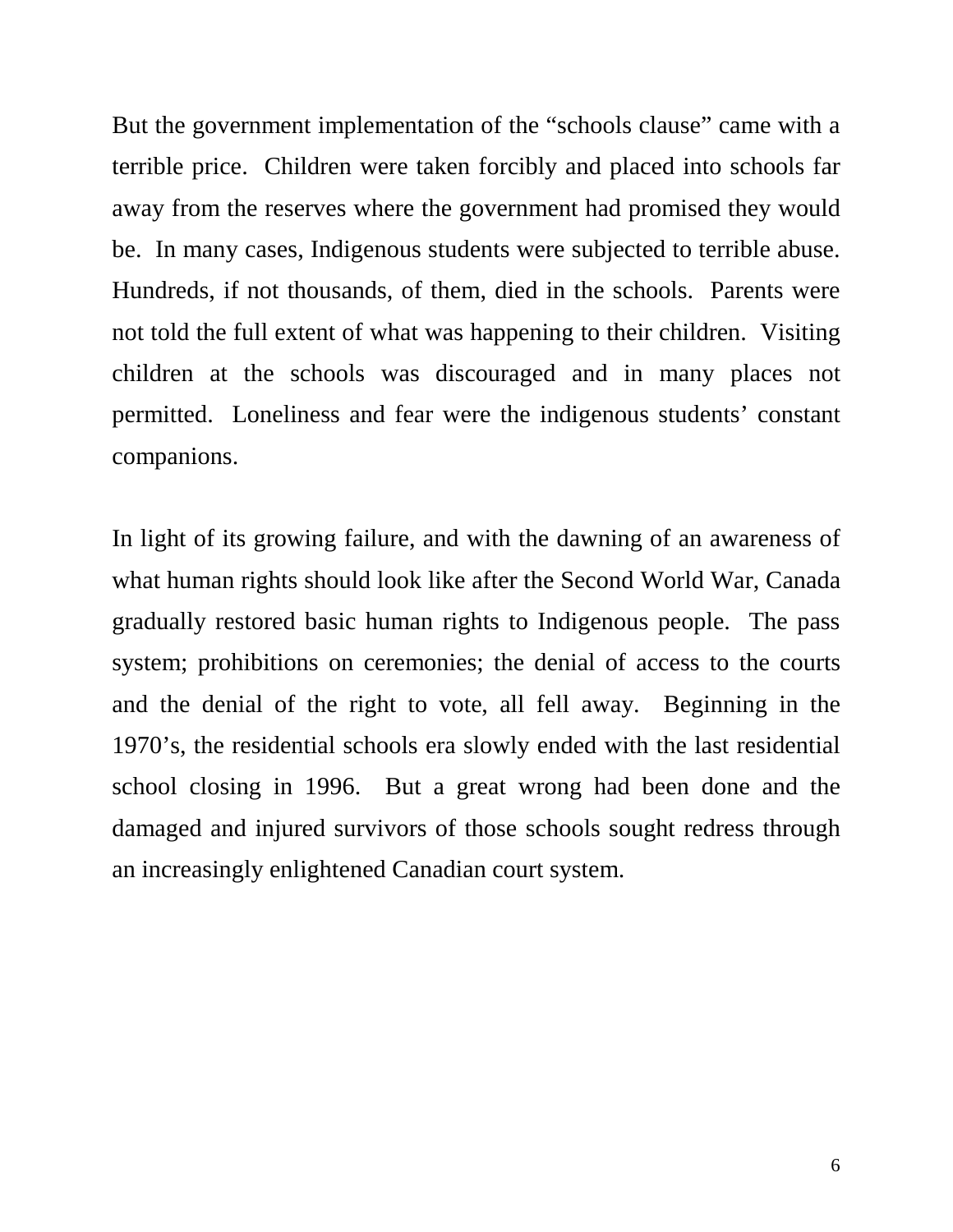But the government implementation of the "schools clause" came with a terrible price. Children were taken forcibly and placed into schools far away from the reserves where the government had promised they would be. In many cases, Indigenous students were subjected to terrible abuse. Hundreds, if not thousands, of them, died in the schools. Parents were not told the full extent of what was happening to their children. Visiting children at the schools was discouraged and in many places not permitted. Loneliness and fear were the indigenous students' constant companions.

In light of its growing failure, and with the dawning of an awareness of what human rights should look like after the Second World War, Canada gradually restored basic human rights to Indigenous people. The pass system; prohibitions on ceremonies; the denial of access to the courts and the denial of the right to vote, all fell away. Beginning in the 1970's, the residential schools era slowly ended with the last residential school closing in 1996. But a great wrong had been done and the damaged and injured survivors of those schools sought redress through an increasingly enlightened Canadian court system.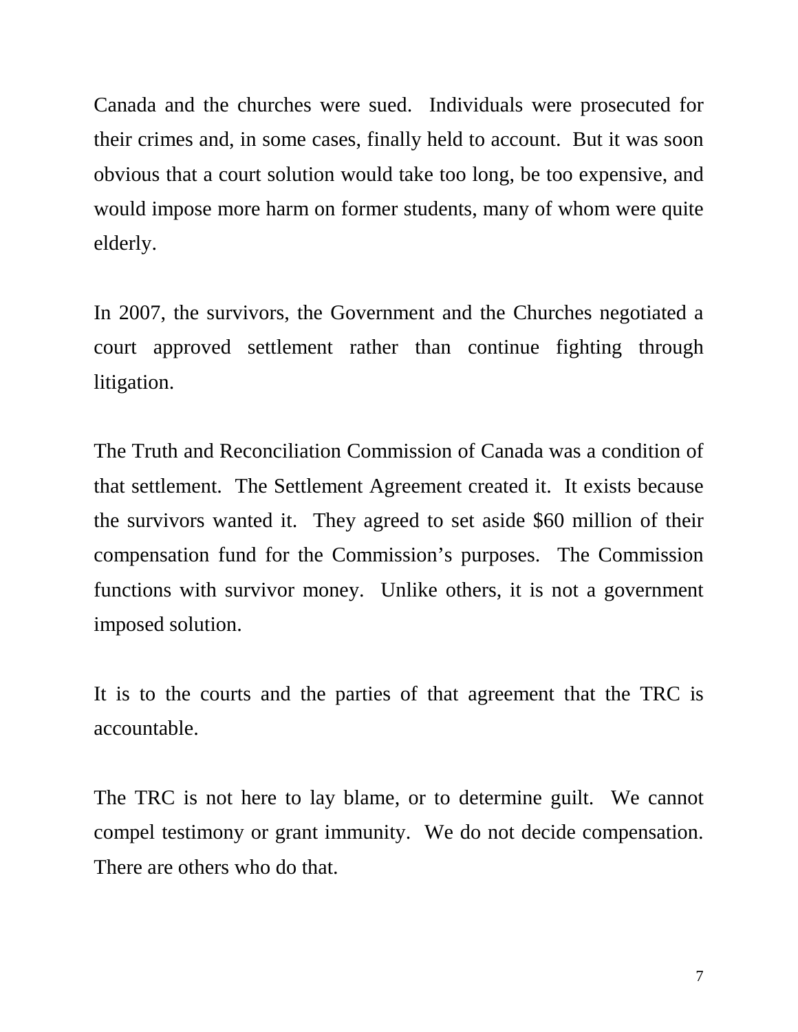Canada and the churches were sued. Individuals were prosecuted for their crimes and, in some cases, finally held to account. But it was soon obvious that a court solution would take too long, be too expensive, and would impose more harm on former students, many of whom were quite elderly.

In 2007, the survivors, the Government and the Churches negotiated a court approved settlement rather than continue fighting through litigation.

The Truth and Reconciliation Commission of Canada was a condition of that settlement. The Settlement Agreement created it. It exists because the survivors wanted it. They agreed to set aside $60 million of their compensation fund for the Commission's purposes. The Commission functions with survivor money. Unlike others, it is not a government imposed solution.

It is to the courts and the parties of that agreement that the TRC is accountable.

The TRC is not here to lay blame, or to determine guilt. We cannot compel testimony or grant immunity. We do not decide compensation. There are others who do that.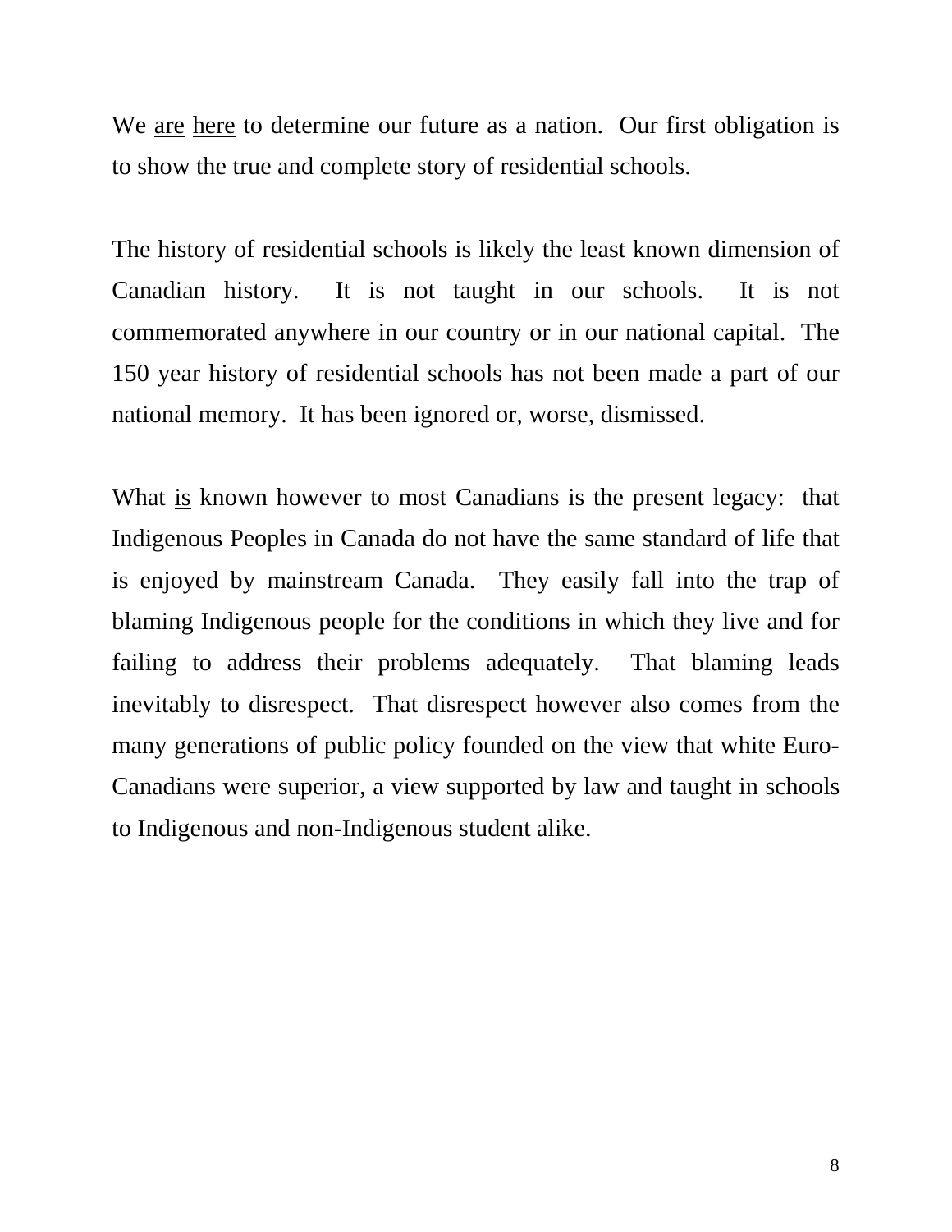We <u>are</u> <u>here</u> to determine our future as a nation. Our first obligation is to show the true and complete story of residential schools.

The history of residential schools is likely the least known dimension of Canadian history. It is not taught in our schools. It is not commemorated anywhere in our country or in our national capital. The 150 year history of residential schools has not been made a part of our national memory. It has been ignored or, worse, dismissed.

What <u>is</u> known however to most Canadians is the present legacy: that Indigenous Peoples in Canada do not have the same standard of life that is enjoyed by mainstream Canada. They easily fall into the trap of blaming Indigenous people for the conditions in which they live and for failing to address their problems adequately. That blaming leads inevitably to disrespect. That disrespect however also comes from the many generations of public policy founded on the view that white Euro-Canadians were superior, a view supported by law and taught in schools to Indigenous and non-Indigenous student alike.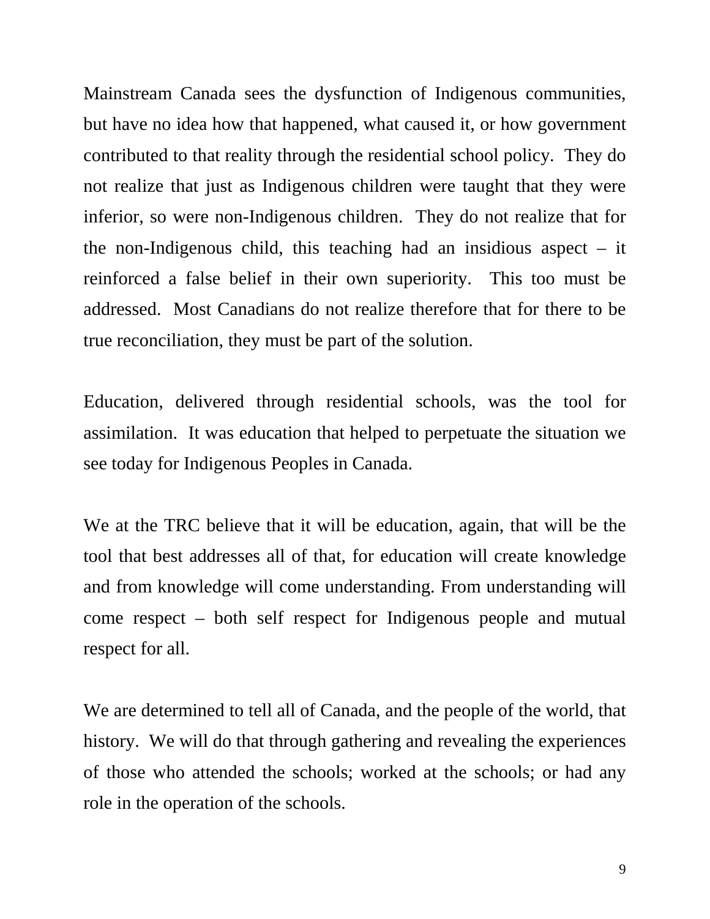Mainstream Canada sees the dysfunction of Indigenous communities, but have no idea how that happened, what caused it, or how government contributed to that reality through the residential school policy. They do not realize that just as Indigenous children were taught that they were inferior, so were non-Indigenous children. They do not realize that for the non-Indigenous child, this teaching had an insidious aspect – it reinforced a false belief in their own superiority. This too must be addressed. Most Canadians do not realize therefore that for there to be true reconciliation, they must be part of the solution.

Education, delivered through residential schools, was the tool for assimilation. It was education that helped to perpetuate the situation we see today for Indigenous Peoples in Canada.

We at the TRC believe that it will be education, again, that will be the tool that best addresses all of that, for education will create knowledge and from knowledge will come understanding. From understanding will come respect – both self respect for Indigenous people and mutual respect for all.

We are determined to tell all of Canada, and the people of the world, that history. We will do that through gathering and revealing the experiences of those who attended the schools; worked at the schools; or had any role in the operation of the schools.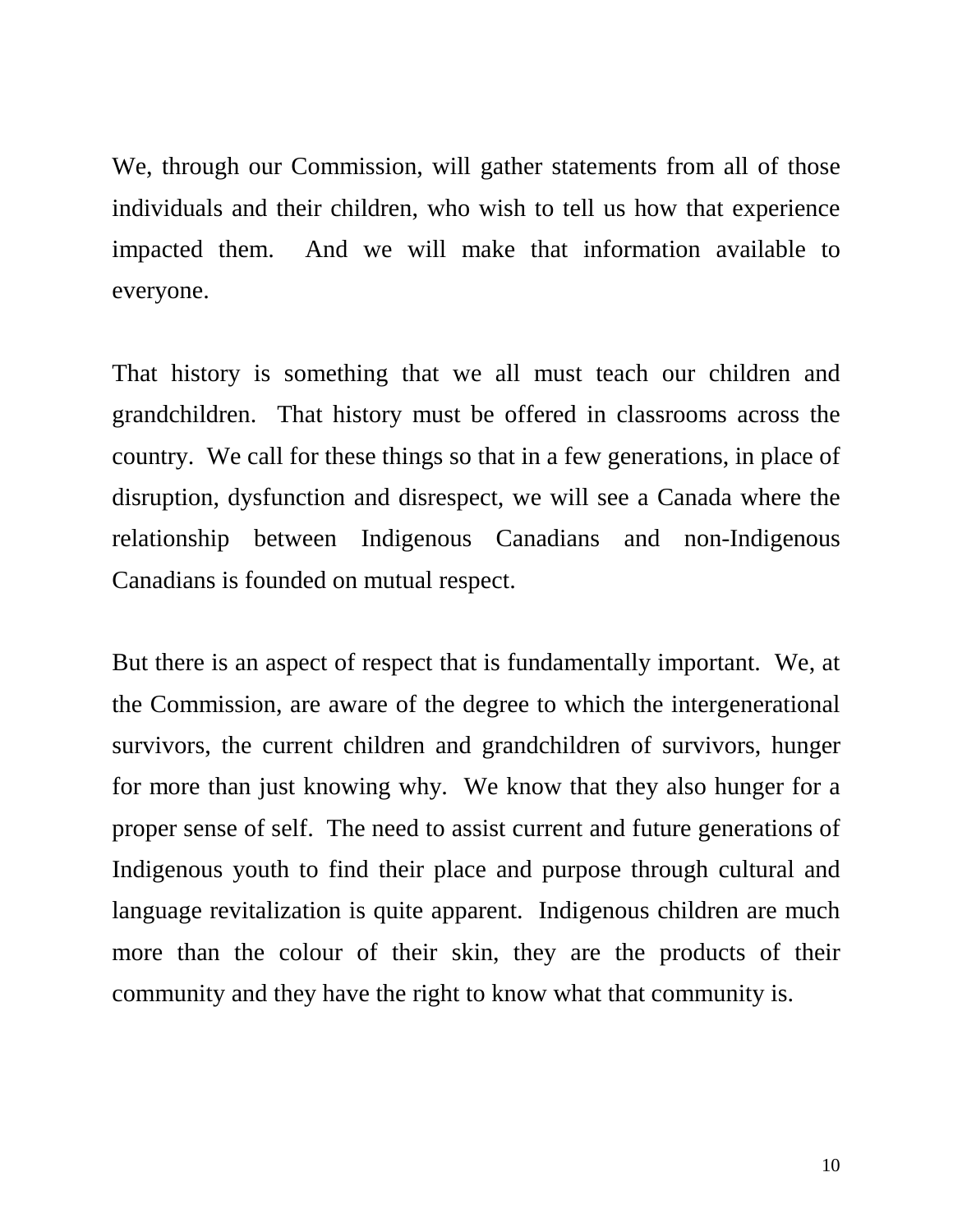We, through our Commission, will gather statements from all of those individuals and their children, who wish to tell us how that experience impacted them.  And we will make that information available to everyone.

That history is something that we all must teach our children and grandchildren.  That history must be offered in classrooms across the country.  We call for these things so that in a few generations, in place of disruption, dysfunction and disrespect, we will see a Canada where the relationship between Indigenous Canadians and non-Indigenous Canadians is founded on mutual respect.

But there is an aspect of respect that is fundamentally important.  We, at the Commission, are aware of the degree to which the intergenerational survivors, the current children and grandchildren of survivors, hunger for more than just knowing why.  We know that they also hunger for a proper sense of self.  The need to assist current and future generations of Indigenous youth to find their place and purpose through cultural and language revitalization is quite apparent.  Indigenous children are much more than the colour of their skin, they are the products of their community and they have the right to know what that community is.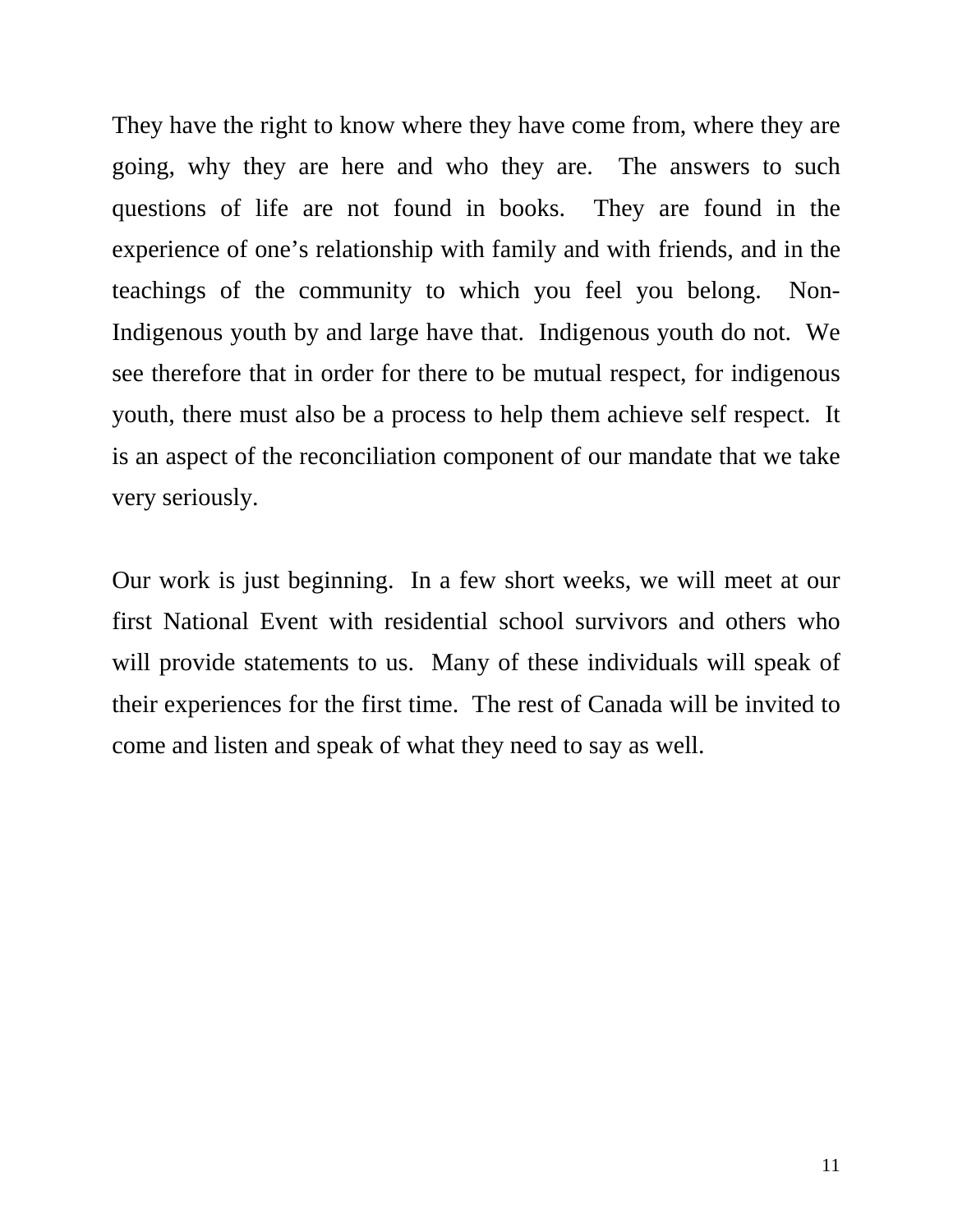They have the right to know where they have come from, where they are going, why they are here and who they are.  The answers to such questions of life are not found in books.  They are found in the experience of one's relationship with family and with friends, and in the teachings of the community to which you feel you belong.  Non-Indigenous youth by and large have that.  Indigenous youth do not.  We see therefore that in order for there to be mutual respect, for indigenous youth, there must also be a process to help them achieve self respect.  It is an aspect of the reconciliation component of our mandate that we take very seriously.

Our work is just beginning.  In a few short weeks, we will meet at our first National Event with residential school survivors and others who will provide statements to us.  Many of these individuals will speak of their experiences for the first time.  The rest of Canada will be invited to come and listen and speak of what they need to say as well.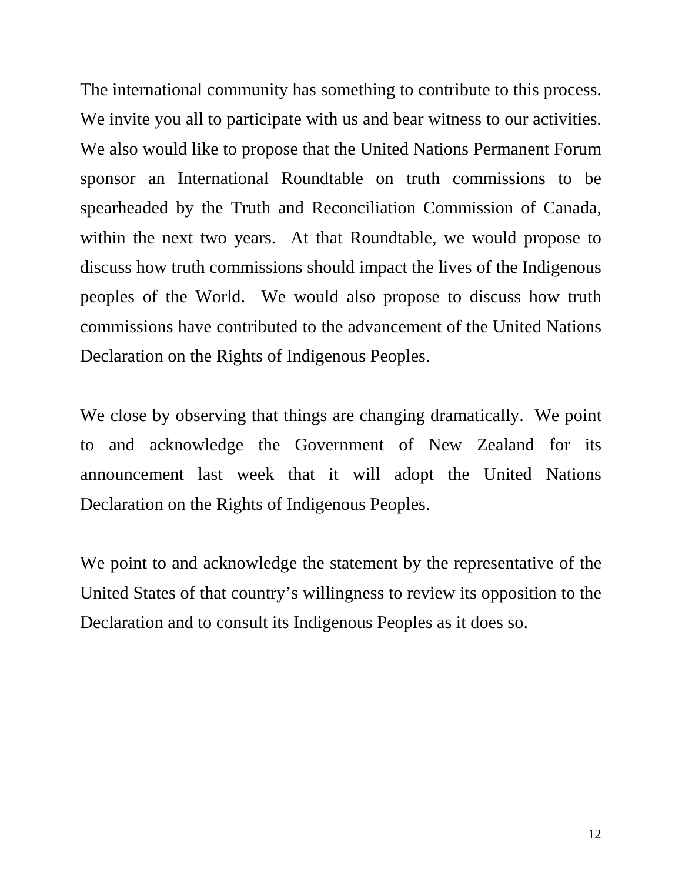The international community has something to contribute to this process. We invite you all to participate with us and bear witness to our activities. We also would like to propose that the United Nations Permanent Forum sponsor an International Roundtable on truth commissions to be spearheaded by the Truth and Reconciliation Commission of Canada, within the next two years. At that Roundtable, we would propose to discuss how truth commissions should impact the lives of the Indigenous peoples of the World. We would also propose to discuss how truth commissions have contributed to the advancement of the United Nations Declaration on the Rights of Indigenous Peoples.

We close by observing that things are changing dramatically. We point to and acknowledge the Government of New Zealand for its announcement last week that it will adopt the United Nations Declaration on the Rights of Indigenous Peoples.

We point to and acknowledge the statement by the representative of the United States of that country's willingness to review its opposition to the Declaration and to consult its Indigenous Peoples as it does so.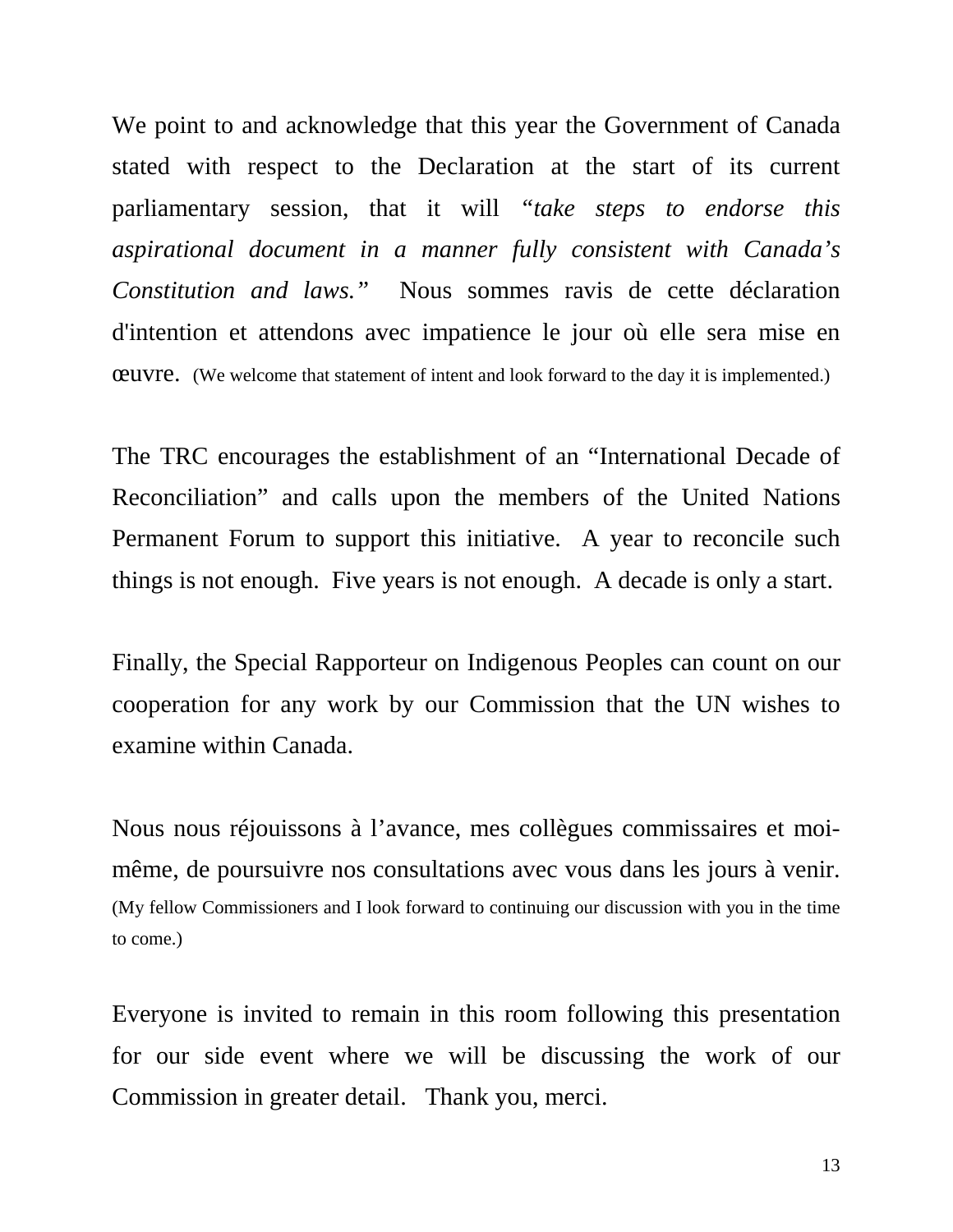We point to and acknowledge that this year the Government of Canada stated with respect to the Declaration at the start of its current parliamentary session, that it will "*take steps to endorse this aspirational document in a manner fully consistent with Canada's Constitution and laws.*" Nous sommes ravis de cette déclaration d'intention et attendons avec impatience le jour où elle sera mise en œuvre. (We welcome that statement of intent and look forward to the day it is implemented.)

The TRC encourages the establishment of an "International Decade of Reconciliation" and calls upon the members of the United Nations Permanent Forum to support this initiative. A year to reconcile such things is not enough. Five years is not enough. A decade is only a start.

Finally, the Special Rapporteur on Indigenous Peoples can count on our cooperation for any work by our Commission that the UN wishes to examine within Canada.

Nous nous réjouissons à l'avance, mes collègues commissaires et moi-même, de poursuivre nos consultations avec vous dans les jours à venir. (My fellow Commissioners and I look forward to continuing our discussion with you in the time to come.)

Everyone is invited to remain in this room following this presentation for our side event where we will be discussing the work of our Commission in greater detail. Thank you, merci.